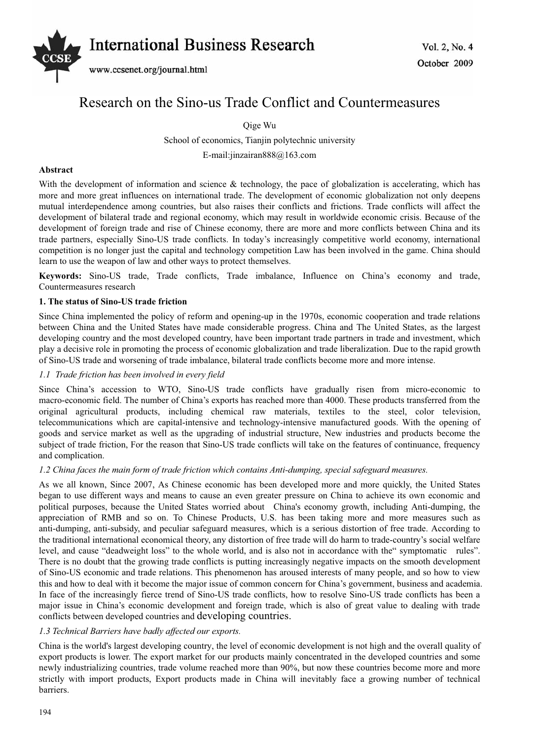# Research on the Sino-us Trade Conflict and Countermeasures

Qige Wu

School of economics, Tianjin polytechnic university

E-mail:jinzairan888@163.com

**Abstract**

With the development of information and science & technology, the pace of globalization is accelerating, which has more and more great influences on international trade. The development of economic globalization not only deepens mutual interdependence among countries, but also raises their conflicts and frictions. Trade conflicts will affect the development of bilateral trade and regional economy, which may result in worldwide economic crisis. Because of the development of foreign trade and rise of Chinese economy, there are more and more conflicts between China and its trade partners, especially Sino-US trade conflicts. In today's increasingly competitive world economy, international competition is no longer just the capital and technology competition Law has been involved in the game. China should learn to use the weapon of law and other ways to protect themselves.

**Keywords:** Sino-US trade, Trade conflicts, Trade imbalance, Influence on China's economy and trade, Countermeasures research

## 1. The status of Sino-US trade friction

Since China implemented the policy of reform and opening-up in the 1970s, economic cooperation and trade relations between China and the United States have made considerable progress. China and The United States, as the largest developing country and the most developed country, have been important trade partners in trade and investment, which play a decisive role in promoting the process of economic globalization and trade liberalization. Due to the rapid growth of Sino-US trade and worsening of trade imbalance, bilateral trade conflicts become more and more intense.

### *1.1 Trade friction has been involved in every field*

Since China's accession to WTO, Sino-US trade conflicts have gradually risen from micro-economic to macro-economic field. The number of China's exports has reached more than 4000. These products transferred from the original agricultural products, including chemical raw materials, textiles to the steel, color television, telecommunications which are capital-intensive and technology-intensive manufactured goods. With the opening of goods and service market as well as the upgrading of industrial structure, New industries and products become the subject of trade friction, For the reason that Sino-US trade conflicts will take on the features of continuance, frequency and complication.

### *1.2 China faces the main form of trade friction which contains Anti-dumping, special safeguard measures.*

As we all known, Since 2007, As Chinese economic has been developed more and more quickly, the United States began to use different ways and means to cause an even greater pressure on China to achieve its own economic and political purposes, because the United States worried about China's economy growth, including Anti-dumping, the appreciation of RMB and so on. To Chinese Products, U.S. has been taking more and more measures such as anti-dumping, anti-subsidy, and peculiar safeguard measures, which is a serious distortion of free trade. According to the traditional international economical theory, any distortion of free trade will do harm to trade-country's social welfare level, and cause "deadweight loss" to the whole world, and is also not in accordance with the" symptomatic rules". There is no doubt that the growing trade conflicts is putting increasingly negative impacts on the smooth development of Sino-US economic and trade relations. This phenomenon has aroused interests of many people, and so how to view this and how to deal with it become the major issue of common concern for China's government, business and academia. In face of the increasingly fierce trend of Sino-US trade conflicts, how to resolve Sino-US trade conflicts has been a major issue in China's economic development and foreign trade, which is also of great value to dealing with trade conflicts between developed countries and developing countries.

### *1.3 Technical Barriers have badly affected our exports.*

China is the world's largest developing country, the level of economic development is not high and the overall quality of export products is lower. The export market for our products mainly concentrated in the developed countries and some newly industrializing countries, trade volume reached more than 90%, but now these countries become more and more strictly with import products, Export products made in China will inevitably face a growing number of technical barriers.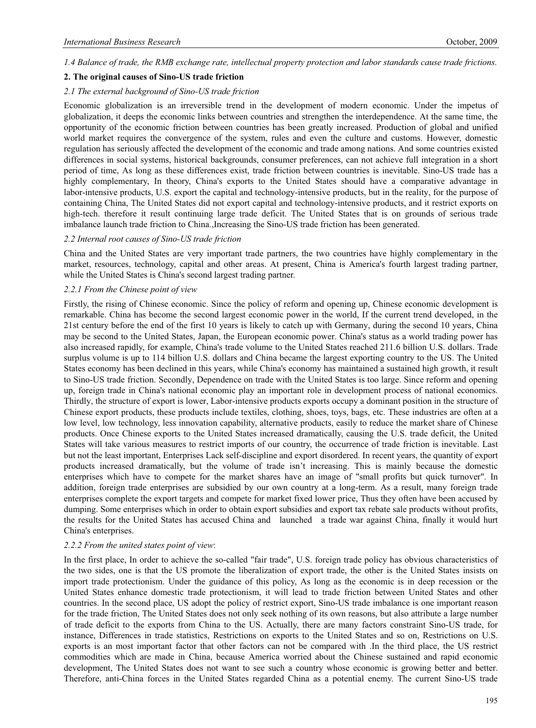*1.4 Balance of trade, the RMB exchange rate, intellectual property protection and labor standards cause trade frictions.*

## 2. The original causes of Sino-US trade friction

### *2.1 The external background of Sino-US trade friction*

Economic globalization is an irreversible trend in the development of modern economic. Under the impetus of globalization, it deeps the economic links between countries and strengthen the interdependence. At the same time, the opportunity of the economic friction between countries has been greatly increased. Production of global and unified world market requires the convergence of the system, rules and even the culture and customs. However, domestic regulation has seriously affected the development of the economic and trade among nations. And some countries existed differences in social systems, historical backgrounds, consumer preferences, can not achieve full integration in a short period of time, As long as these differences exist, trade friction between countries is inevitable. Sino-US trade has a highly complementary, In theory, China's exports to the United States should have a comparative advantage in labor-intensive products, U.S. export the capital and technology-intensive products, but in the reality, for the purpose of containing China, The United States did not export capital and technology-intensive products, and it restrict exports on high-tech. therefore it result continuing large trade deficit. The United States that is on grounds of serious trade imbalance launch trade friction to China.,Increasing the Sino-US trade friction has been generated.

### *2.2 Internal root causes of Sino-US trade friction*

China and the United States are very important trade partners, the two countries have highly complementary in the market, resources, technology, capital and other areas. At present, China is America's fourth largest trading partner, while the United States is China's second largest trading partner.

#### *2.2.1 From the Chinese point of view*

Firstly, the rising of Chinese economic. Since the policy of reform and opening up, Chinese economic development is remarkable. China has become the second largest economic power in the world, If the current trend developed, in the 21st century before the end of the first 10 years is likely to catch up with Germany, during the second 10 years, China may be second to the United States, Japan, the European economic power. China's status as a world trading power has also increased rapidly, for example, China's trade volume to the United States reached 211.6 billion U.S. dollars. Trade surplus volume is up to 114 billion U.S. dollars and China became the largest exporting country to the US. The United States economy has been declined in this years, while China's economy has maintained a sustained high growth, it result to Sino-US trade friction. Secondly, Dependence on trade with the United States is too large. Since reform and opening up, foreign trade in China's national economic play an important role in development process of national economics. Thirdly, the structure of export is lower, Labor-intensive products exports occupy a dominant position in the structure of Chinese export products, these products include textiles, clothing, shoes, toys, bags, etc. These industries are often at a low level, low technology, less innovation capability, alternative products, easily to reduce the market share of Chinese products. Once Chinese exports to the United States increased dramatically, causing the U.S. trade deficit, the United States will take various measures to restrict imports of our country, the occurrence of trade friction is inevitable. Last but not the least important, Enterprises Lack self-discipline and export disordered. In recent years, the quantity of export products increased dramatically, but the volume of trade isn't increasing. This is mainly because the domestic enterprises which have to compete for the market shares have an image of "small profits but quick turnover". In addition, foreign trade enterprises are subsidied by our own country at a long-term. As a result, many foreign trade enterprises complete the export targets and compete for market fixed lower price, Thus they often have been accused by dumping. Some enterprises which in order to obtain export subsidies and export tax rebate sale products without profits, the results for the United States has accused China and launched a trade war against China, finally it would hurt China's enterprises.

#### *2.2.2 From the united states point of view*:

In the first place, In order to achieve the so-called "fair trade", U.S. foreign trade policy has obvious characteristics of the two sides, one is that the US promote the liberalization of export trade, the other is the United States insists on import trade protectionism. Under the guidance of this policy, As long as the economic is in deep recession or the United States enhance domestic trade protectionism, it will lead to trade friction between United States and other countries. In the second place, US adopt the policy of restrict export, Sino-US trade imbalance is one important reason for the trade friction, The United States does not only seek nothing of its own reasons, but also attribute a large number of trade deficit to the exports from China to the US. Actually, there are many factors constraint Sino-US trade, for instance, Differences in trade statistics, Restrictions on exports to the United States and so on, Restrictions on U.S. exports is an most important factor that other factors can not be compared with .In the third place, the US restrict commodities which are made in China, because America worried about the Chinese sustained and rapid economic development, The United States does not want to see such a country whose economic is growing better and better. Therefore, anti-China forces in the United States regarded China as a potential enemy. The current Sino-US trade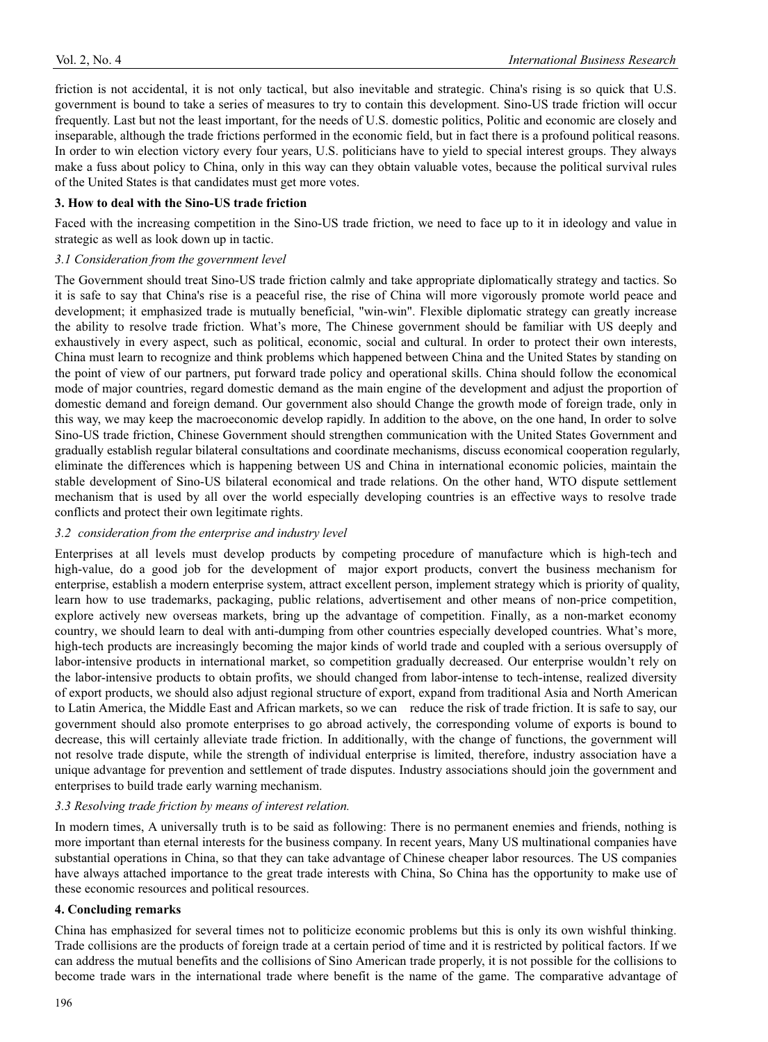friction is not accidental, it is not only tactical, but also inevitable and strategic. China's rising is so quick that U.S. government is bound to take a series of measures to try to contain this development. Sino-US trade friction will occur frequently. Last but not the least important, for the needs of U.S. domestic politics, Politic and economic are closely and inseparable, although the trade frictions performed in the economic field, but in fact there is a profound political reasons. In order to win election victory every four years, U.S. politicians have to yield to special interest groups. They always make a fuss about policy to China, only in this way can they obtain valuable votes, because the political survival rules of the United States is that candidates must get more votes.

## 3. How to deal with the Sino-US trade friction

Faced with the increasing competition in the Sino-US trade friction, we need to face up to it in ideology and value in strategic as well as look down up in tactic.

### *3.1 Consideration from the government level*

The Government should treat Sino-US trade friction calmly and take appropriate diplomatically strategy and tactics. So it is safe to say that China's rise is a peaceful rise, the rise of China will more vigorously promote world peace and development; it emphasized trade is mutually beneficial, "win-win". Flexible diplomatic strategy can greatly increase the ability to resolve trade friction. What's more, The Chinese government should be familiar with US deeply and exhaustively in every aspect, such as political, economic, social and cultural. In order to protect their own interests, China must learn to recognize and think problems which happened between China and the United States by standing on the point of view of our partners, put forward trade policy and operational skills. China should follow the economical mode of major countries, regard domestic demand as the main engine of the development and adjust the proportion of domestic demand and foreign demand. Our government also should Change the growth mode of foreign trade, only in this way, we may keep the macroeconomic develop rapidly. In addition to the above, on the one hand, In order to solve Sino-US trade friction, Chinese Government should strengthen communication with the United States Government and gradually establish regular bilateral consultations and coordinate mechanisms, discuss economical cooperation regularly, eliminate the differences which is happening between US and China in international economic policies, maintain the stable development of Sino-US bilateral economical and trade relations. On the other hand, WTO dispute settlement mechanism that is used by all over the world especially developing countries is an effective ways to resolve trade conflicts and protect their own legitimate rights.

### *3.2 consideration from the enterprise and industry level*

Enterprises at all levels must develop products by competing procedure of manufacture which is high-tech and high-value, do a good job for the development of major export products, convert the business mechanism for enterprise, establish a modern enterprise system, attract excellent person, implement strategy which is priority of quality, learn how to use trademarks, packaging, public relations, advertisement and other means of non-price competition, explore actively new overseas markets, bring up the advantage of competition. Finally, as a non-market economy country, we should learn to deal with anti-dumping from other countries especially developed countries. What's more, high-tech products are increasingly becoming the major kinds of world trade and coupled with a serious oversupply of labor-intensive products in international market, so competition gradually decreased. Our enterprise wouldn't rely on the labor-intensive products to obtain profits, we should changed from labor-intense to tech-intense, realized diversity of export products, we should also adjust regional structure of export, expand from traditional Asia and North American to Latin America, the Middle East and African markets, so we can reduce the risk of trade friction. It is safe to say, our government should also promote enterprises to go abroad actively, the corresponding volume of exports is bound to decrease, this will certainly alleviate trade friction. In additionally, with the change of functions, the government will not resolve trade dispute, while the strength of individual enterprise is limited, therefore, industry association have a unique advantage for prevention and settlement of trade disputes. Industry associations should join the government and enterprises to build trade early warning mechanism.

### *3.3 Resolving trade friction by means of interest relation.*

In modern times, A universally truth is to be said as following: There is no permanent enemies and friends, nothing is more important than eternal interests for the business company. In recent years, Many US multinational companies have substantial operations in China, so that they can take advantage of Chinese cheaper labor resources. The US companies have always attached importance to the great trade interests with China, So China has the opportunity to make use of these economic resources and political resources.

## 4. Concluding remarks

China has emphasized for several times not to politicize economic problems but this is only its own wishful thinking. Trade collisions are the products of foreign trade at a certain period of time and it is restricted by political factors. If we can address the mutual benefits and the collisions of Sino American trade properly, it is not possible for the collisions to become trade wars in the international trade where benefit is the name of the game. The comparative advantage of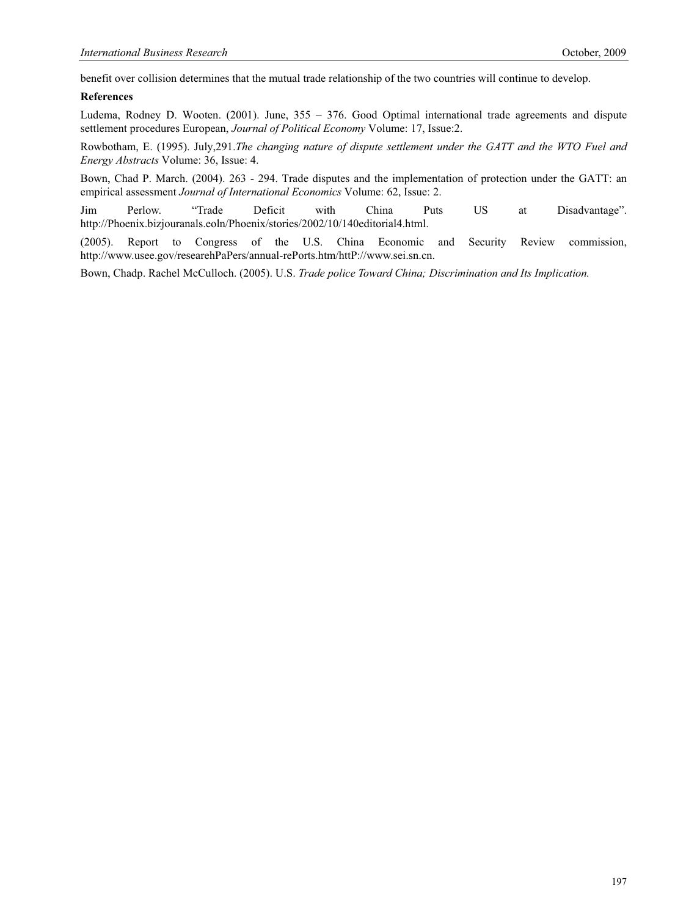benefit over collision determines that the mutual trade relationship of the two countries will continue to develop.

**References**

Ludema, Rodney D. Wooten. (2001). June, 355 – 376. Good Optimal international trade agreements and dispute settlement procedures European, *Journal of Political Economy* Volume: 17, Issue:2.

Rowbotham, E. (1995). July,291.*The changing nature of dispute settlement under the GATT and the WTO Fuel and Energy Abstracts* Volume: 36, Issue: 4.

Bown, Chad P. March. (2004). 263 - 294. Trade disputes and the implementation of protection under the GATT: an empirical assessment *Journal of International Economics* Volume: 62, Issue: 2.

Jim Perlow. "Trade Deficit with China Puts US at Disadvantage". http://Phoenix.bizjouranals.eoln/Phoenix/stories/2002/10/140editorial4.html.

(2005). Report to Congress of the U.S. China Economic and Security Review commission, http://www.usee.gov/researehPaPers/annual-rePorts.htm/httP://www.sei.sn.cn.

Bown, Chadp. Rachel McCulloch. (2005). U.S. *Trade police Toward China; Discrimination and Its Implication.*